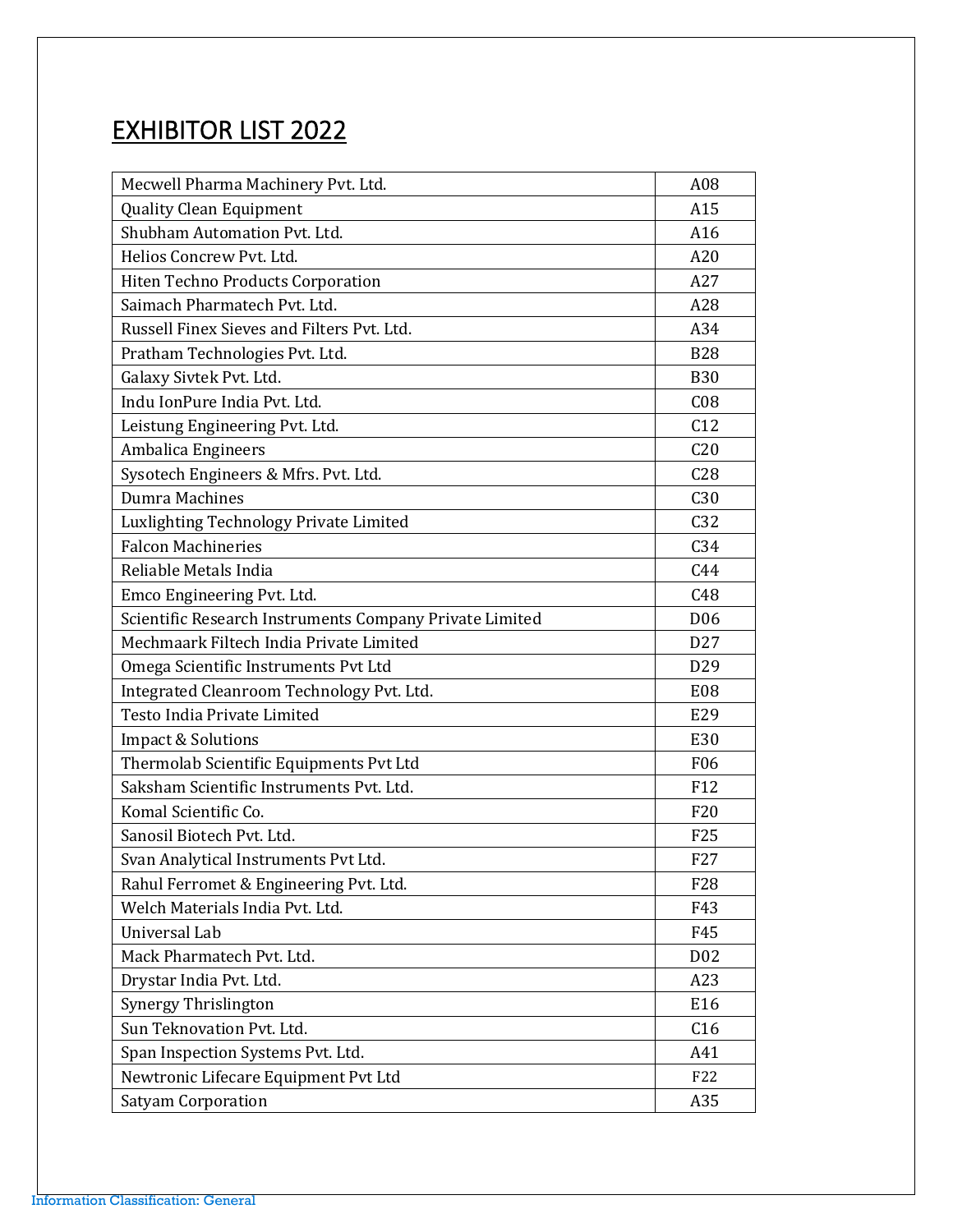# EXHIBITOR LIST 2022

| | |
|---|---|
| Mecwell Pharma Machinery Pvt. Ltd. | A08 |
| Quality Clean Equipment | A15 |
| Shubham Automation Pvt. Ltd. | A16 |
| Helios Concrew Pvt. Ltd. | A20 |
| Hiten Techno Products Corporation | A27 |
| Saimach Pharmatech Pvt. Ltd. | A28 |
| Russell Finex Sieves and Filters Pvt. Ltd. | A34 |
| Pratham Technologies Pvt. Ltd. | B28 |
| Galaxy Sivtek Pvt. Ltd. | B30 |
| Indu IonPure India Pvt. Ltd. | C08 |
| Leistung Engineering Pvt. Ltd. | C12 |
| Ambalica Engineers | C20 |
| Sysotech Engineers & Mfrs. Pvt. Ltd. | C28 |
| Dumra Machines | C30 |
| Luxlighting Technology Private Limited | C32 |
| Falcon Machineries | C34 |
| Reliable Metals India | C44 |
| Emco Engineering Pvt. Ltd. | C48 |
| Scientific Research Instruments Company Private Limited | D06 |
| Mechmaark Filtech India Private Limited | D27 |
| Omega Scientific Instruments Pvt Ltd | D29 |
| Integrated Cleanroom Technology Pvt. Ltd. | E08 |
| Testo India Private Limited | E29 |
| Impact & Solutions | E30 |
| Thermolab Scientific Equipments Pvt Ltd | F06 |
| Saksham Scientific Instruments Pvt. Ltd. | F12 |
| Komal Scientific Co. | F20 |
| Sanosil Biotech Pvt. Ltd. | F25 |
| Svan Analytical Instruments Pvt Ltd. | F27 |
| Rahul Ferromet & Engineering Pvt. Ltd. | F28 |
| Welch Materials India Pvt. Ltd. | F43 |
| Universal Lab | F45 |
| Mack Pharmatech Pvt. Ltd. | D02 |
| Drystar India Pvt. Ltd. | A23 |
| Synergy Thrislington | E16 |
| Sun Teknovation Pvt. Ltd. | C16 |
| Span Inspection Systems Pvt. Ltd. | A41 |
| Newtronic Lifecare Equipment Pvt Ltd | F22 |
| Satyam Corporation | A35 |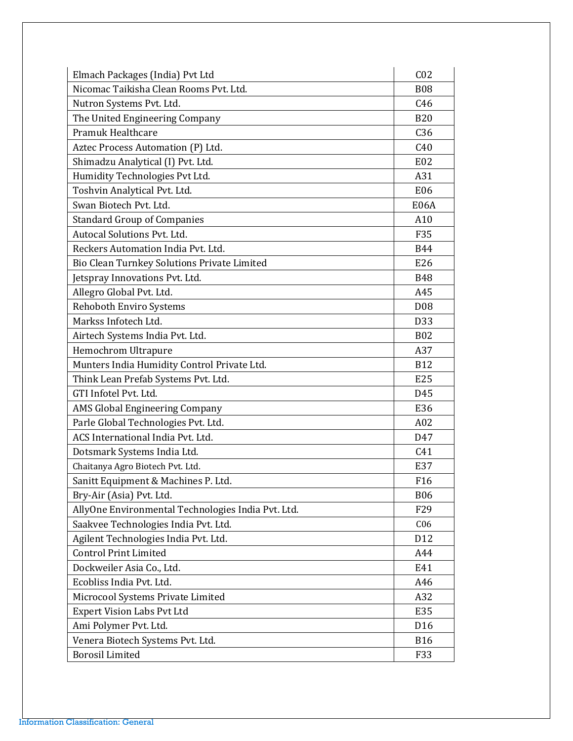| | |
|---|---|
| Elmach Packages (India) Pvt Ltd | C02 |
| Nicomac Taikisha Clean Rooms Pvt. Ltd. | B08 |
| Nutron Systems Pvt. Ltd. | C46 |
| The United Engineering Company | B20 |
| Pramuk Healthcare | C36 |
| Aztec Process Automation (P) Ltd. | C40 |
| Shimadzu Analytical (I) Pvt. Ltd. | E02 |
| Humidity Technologies Pvt Ltd. | A31 |
| Toshvin Analytical Pvt. Ltd. | E06 |
| Swan Biotech Pvt. Ltd. | E06A |
| Standard Group of Companies | A10 |
| Autocal Solutions Pvt. Ltd. | F35 |
| Reckers Automation India Pvt. Ltd. | B44 |
| Bio Clean Turnkey Solutions Private Limited | E26 |
| Jetspray Innovations Pvt. Ltd. | B48 |
| Allegro Global Pvt. Ltd. | A45 |
| Rehoboth Enviro Systems | D08 |
| Markss Infotech Ltd. | D33 |
| Airtech Systems India Pvt. Ltd. | B02 |
| Hemochrom Ultrapure | A37 |
| Munters India Humidity Control Private Ltd. | B12 |
| Think Lean Prefab Systems Pvt. Ltd. | E25 |
| GTI Infotel Pvt. Ltd. | D45 |
| AMS Global Engineering Company | E36 |
| Parle Global Technologies Pvt. Ltd. | A02 |
| ACS International India Pvt. Ltd. | D47 |
| Dotsmark Systems India Ltd. | C41 |
| Chaitanya Agro Biotech Pvt. Ltd. | E37 |
| Sanitt Equipment & Machines P. Ltd. | F16 |
| Bry-Air (Asia) Pvt. Ltd. | B06 |
| AllyOne Environmental Technologies India Pvt. Ltd. | F29 |
| Saakvee Technologies India Pvt. Ltd. | C06 |
| Agilent Technologies India Pvt. Ltd. | D12 |
| Control Print Limited | A44 |
| Dockweiler Asia Co., Ltd. | E41 |
| Ecobliss India Pvt. Ltd. | A46 |
| Microcool Systems Private Limited | A32 |
| Expert Vision Labs Pvt Ltd | E35 |
| Ami Polymer Pvt. Ltd. | D16 |
| Venera Biotech Systems Pvt. Ltd. | B16 |
| Borosil Limited | F33 |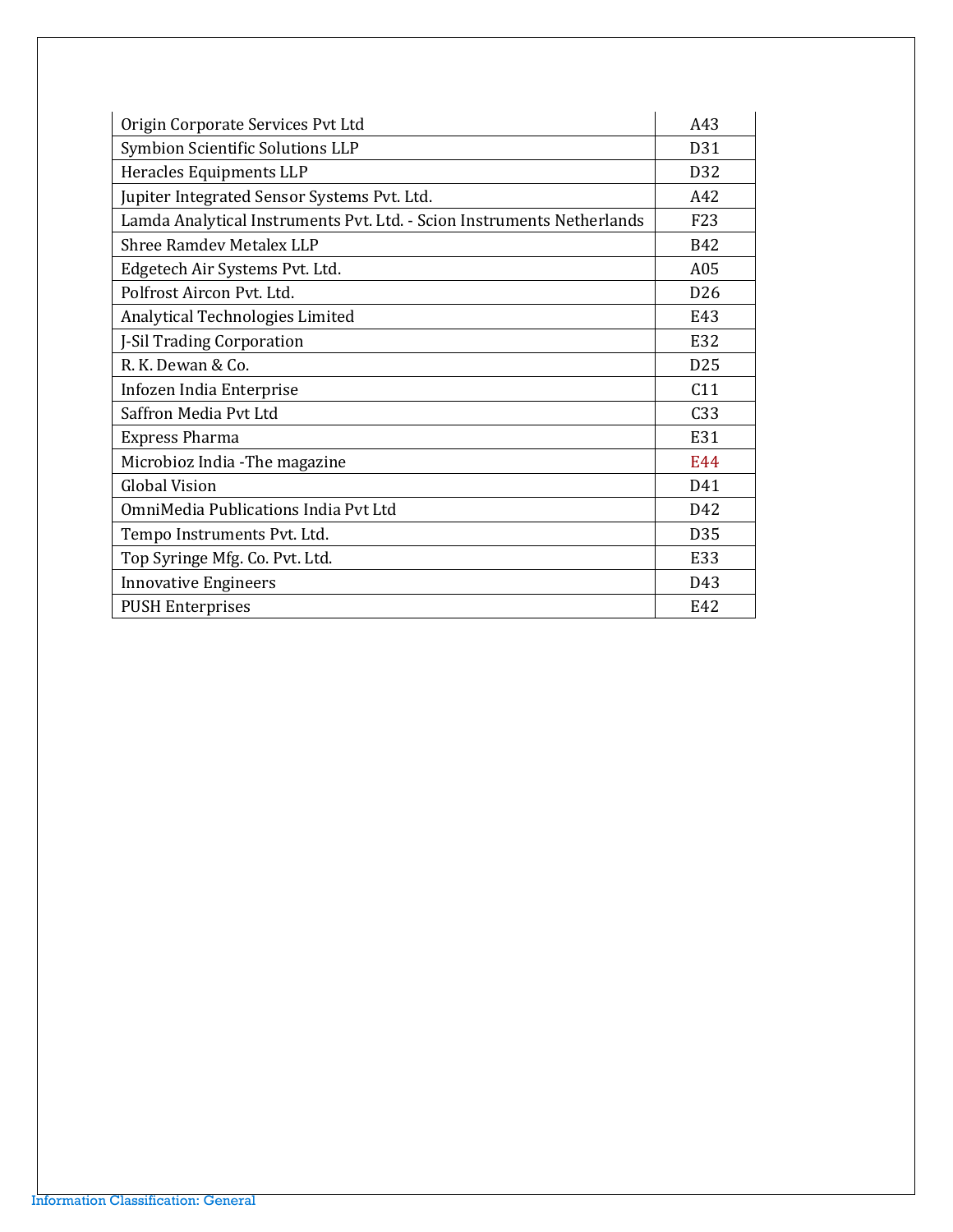| | |
|---|---|
| Origin Corporate Services Pvt Ltd | A43 |
| Symbion Scientific Solutions LLP | D31 |
| Heracles Equipments LLP | D32 |
| Jupiter Integrated Sensor Systems Pvt. Ltd. | A42 |
| Lamda Analytical Instruments Pvt. Ltd. - Scion Instruments Netherlands | F23 |
| Shree Ramdev Metalex LLP | B42 |
| Edgetech Air Systems Pvt. Ltd. | A05 |
| Polfrost Aircon Pvt. Ltd. | D26 |
| Analytical Technologies Limited | E43 |
| J-Sil Trading Corporation | E32 |
| R. K. Dewan & Co. | D25 |
| Infozen India Enterprise | C11 |
| Saffron Media Pvt Ltd | C33 |
| Express Pharma | E31 |
| Microbioz India -The magazine | E44 |
| Global Vision | D41 |
| OmniMedia Publications India Pvt Ltd | D42 |
| Tempo Instruments Pvt. Ltd. | D35 |
| Top Syringe Mfg. Co. Pvt. Ltd. | E33 |
| Innovative Engineers | D43 |
| PUSH Enterprises | E42 |

Information Classification: General